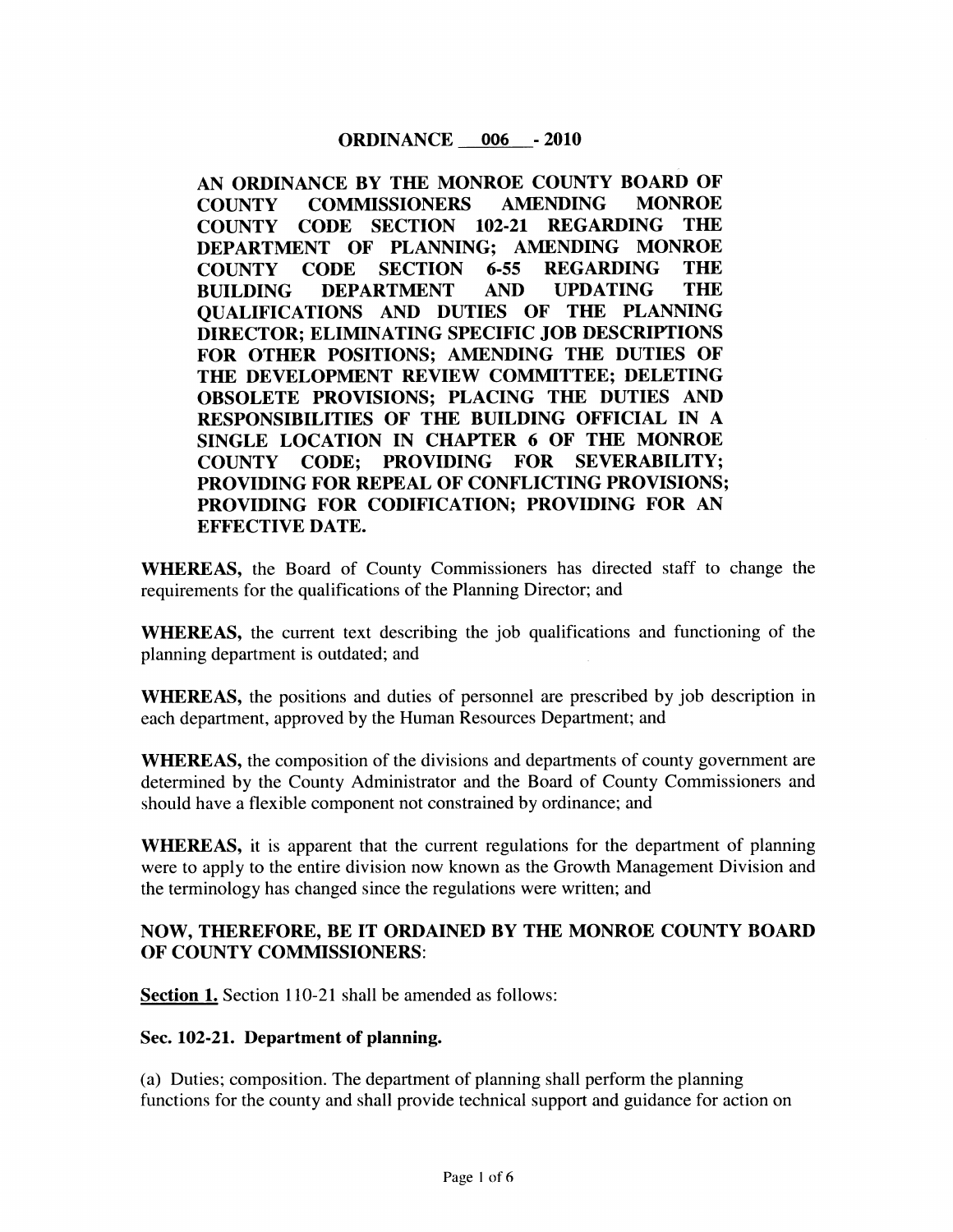# ORDINANCE 006 - 2010

**AN ORDINANCE BY THE MONROE COUNTY BOARD OF COUNTY COMMISSIONERS AMENDING MONROE COUNTY CODE SECTION 102-21 REGARDING THE DEPARTMENT OF PLANNING; AMENDING MONROE COUNTY CODE SECTION 6-55 REGARDING THE BUILDING DEPARTMENT AND UPDATING THE QUALIFICATIONS AND DUTIES OF THE PLANNING DIRECTOR; ELIMINATING SPECIFIC JOB DESCRIPTIONS FOR OTHER POSITIONS; AMENDING THE DUTIES OF THE DEVELOPMENT REVIEW COMMITTEE; DELETING OBSOLETE PROVISIONS; PLACING THE DUTIES AND RESPONSIBILITIES OF THE BUILDING OFFICIAL IN A SINGLE LOCATION IN CHAPTER 6 OF THE MONROE COUNTY CODE; PROVIDING FOR SEVERABILITY; PROVIDING FOR REPEAL OF CONFLICTING PROVISIONS; PROVIDING FOR CODIFICATION; PROVIDING FOR AN EFFECTIVE DATE.**

**WHEREAS,** the Board of County Commissioners has directed staff to change the requirements for the qualifications of the Planning Director; and

**WHEREAS,** the current text describing the job qualifications and functioning of the planning department is outdated; and

**WHEREAS,** the positions and duties of personnel are prescribed by job description in each department, approved by the Human Resources Department; and

**WHEREAS,** the composition of the divisions and departments of county government are determined by the County Administrator and the Board of County Commissioners and should have a flexible component not constrained by ordinance; and

**WHEREAS,** it is apparent that the current regulations for the department of planning were to apply to the entire division now known as the Growth Management Division and the terminology has changed since the regulations were written; and

**NOW, THEREFORE, BE IT ORDAINED BY THE MONROE COUNTY BOARD OF COUNTY COMMISSIONERS:**

**Section 1.** Section 110-21 shall be amended as follows:

**Sec. 102-21. Department of planning.**

(a) Duties; composition. The department of planning shall perform the planning functions for the county and shall provide technical support and guidance for action on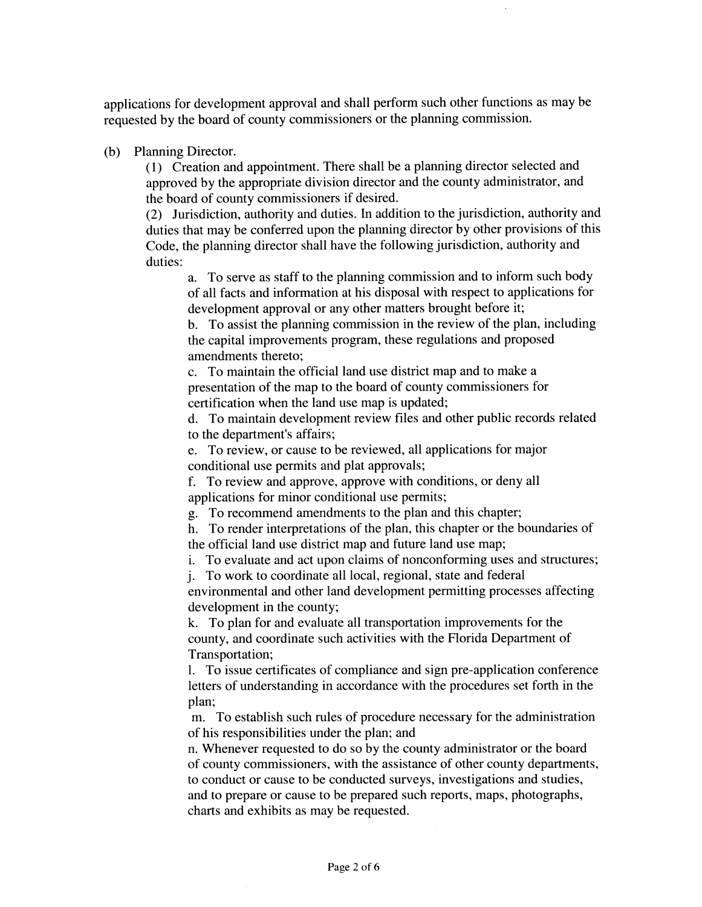applications for development approval and shall perform such other functions as may be requested by the board of county commissioners or the planning commission.

(b) Planning Director.

(1) Creation and appointment. There shall be a planning director selected and approved by the appropriate division director and the county administrator, and the board of county commissioners if desired.

(2) Jurisdiction, authority and duties. In addition to the jurisdiction, authority and duties that may be conferred upon the planning director by other provisions of this Code, the planning director shall have the following jurisdiction, authority and duties:

a. To serve as staff to the planning commission and to inform such body of all facts and information at his disposal with respect to applications for development approval or any other matters brought before it;

b. To assist the planning commission in the review of the plan, including the capital improvements program, these regulations and proposed amendments thereto;

c. To maintain the official land use district map and to make a presentation of the map to the board of county commissioners for certification when the land use map is updated;

d. To maintain development review files and other public records related to the department's affairs;

e. To review, or cause to be reviewed, all applications for major conditional use permits and plat approvals;

f. To review and approve, approve with conditions, or deny all applications for minor conditional use permits;

g. To recommend amendments to the plan and this chapter;

h. To render interpretations of the plan, this chapter or the boundaries of the official land use district map and future land use map;

i. To evaluate and act upon claims of nonconforming uses and structures;

j. To work to coordinate all local, regional, state and federal environmental and other land development permitting processes affecting development in the county;

k. To plan for and evaluate all transportation improvements for the county, and coordinate such activities with the Florida Department of Transportation;

l. To issue certificates of compliance and sign pre-application conference letters of understanding in accordance with the procedures set forth in the plan;

m. To establish such rules of procedure necessary for the administration of his responsibilities under the plan; and

n. Whenever requested to do so by the county administrator or the board of county commissioners, with the assistance of other county departments, to conduct or cause to be conducted surveys, investigations and studies, and to prepare or cause to be prepared such reports, maps, photographs, charts and exhibits as may be requested.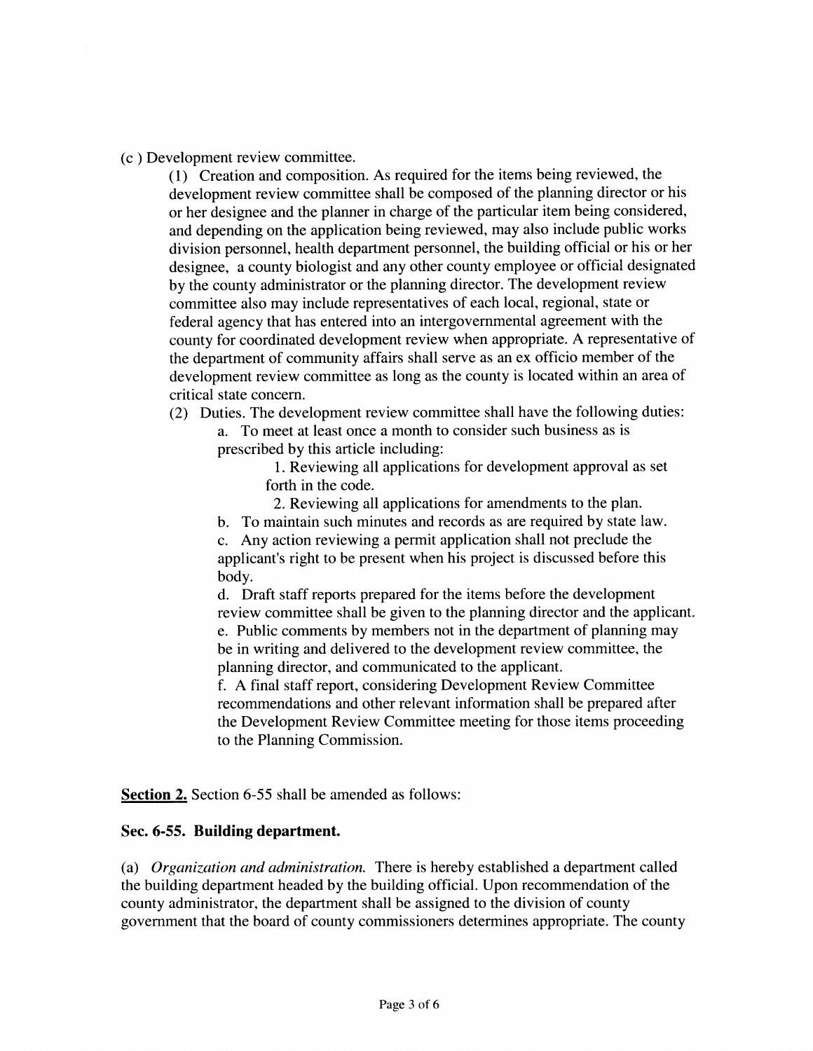(c ) Development review committee.

(1) Creation and composition. As required for the items being reviewed, the development review committee shall be composed of the planning director or his or her designee and the planner in charge of the particular item being considered, and depending on the application being reviewed, may also include public works division personnel, health department personnel, the building official or his or her designee, a county biologist and any other county employee or official designated by the county administrator or the planning director. The development review committee also may include representatives of each local, regional, state or federal agency that has entered into an intergovernmental agreement with the county for coordinated development review when appropriate. A representative of the department of community affairs shall serve as an ex officio member of the development review committee as long as the county is located within an area of critical state concern.

(2) Duties. The development review committee shall have the following duties:

a. To meet at least once a month to consider such business as is prescribed by this article including:

1. Reviewing all applications for development approval as set forth in the code.

2. Reviewing all applications for amendments to the plan.

b. To maintain such minutes and records as are required by state law.

c. Any action reviewing a permit application shall not preclude the applicant's right to be present when his project is discussed before this body.

d. Draft staff reports prepared for the items before the development review committee shall be given to the planning director and the applicant.

e. Public comments by members not in the department of planning may be in writing and delivered to the development review committee, the planning director, and communicated to the applicant.

f. A final staff report, considering Development Review Committee recommendations and other relevant information shall be prepared after the Development Review Committee meeting for those items proceeding to the Planning Commission.

**Section 2.** Section 6-55 shall be amended as follows:

**Sec. 6-55. Building department.**

(a) *Organization and administration.* There is hereby established a department called the building department headed by the building official. Upon recommendation of the county administrator, the department shall be assigned to the division of county government that the board of county commissioners determines appropriate. The county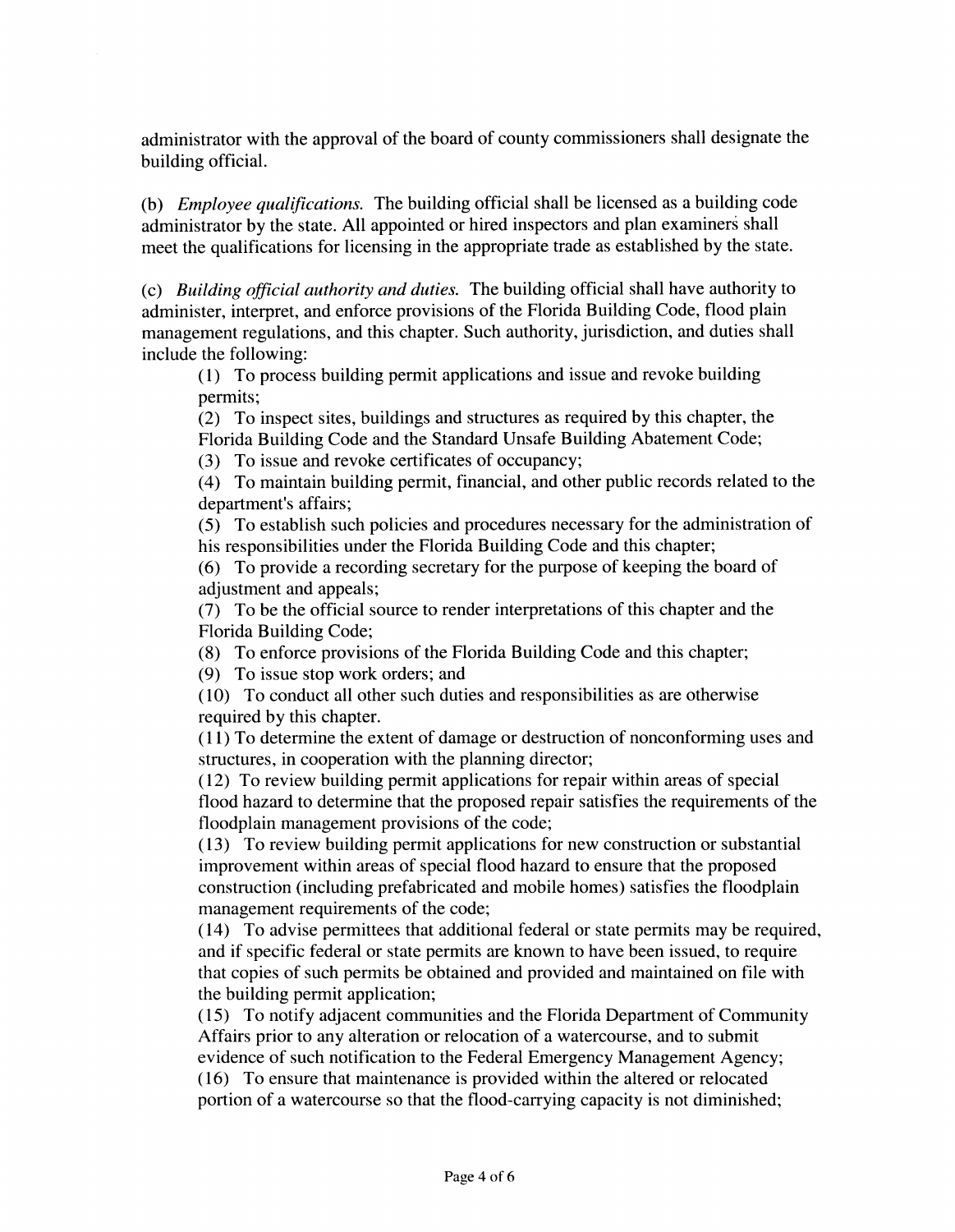administrator with the approval of the board of county commissioners shall designate the building official.

(b) *Employee qualifications.* The building official shall be licensed as a building code administrator by the state. All appointed or hired inspectors and plan examiners shall meet the qualifications for licensing in the appropriate trade as established by the state.

(c) *Building official authority and duties.* The building official shall have authority to administer, interpret, and enforce provisions of the Florida Building Code, flood plain management regulations, and this chapter. Such authority, jurisdiction, and duties shall include the following:

(1) To process building permit applications and issue and revoke building permits;

(2) To inspect sites, buildings and structures as required by this chapter, the Florida Building Code and the Standard Unsafe Building Abatement Code;

(3) To issue and revoke certificates of occupancy;

(4) To maintain building permit, financial, and other public records related to the department's affairs;

(5) To establish such policies and procedures necessary for the administration of his responsibilities under the Florida Building Code and this chapter;

(6) To provide a recording secretary for the purpose of keeping the board of adjustment and appeals;

(7) To be the official source to render interpretations of this chapter and the Florida Building Code;

(8) To enforce provisions of the Florida Building Code and this chapter;

(9) To issue stop work orders; and

(10) To conduct all other such duties and responsibilities as are otherwise required by this chapter.

(11) To determine the extent of damage or destruction of nonconforming uses and structures, in cooperation with the planning director;

(12) To review building permit applications for repair within areas of special flood hazard to determine that the proposed repair satisfies the requirements of the floodplain management provisions of the code;

(13) To review building permit applications for new construction or substantial improvement within areas of special flood hazard to ensure that the proposed construction (including prefabricated and mobile homes) satisfies the floodplain management requirements of the code;

(14) To advise permittees that additional federal or state permits may be required, and if specific federal or state permits are known to have been issued, to require that copies of such permits be obtained and provided and maintained on file with the building permit application;

(15) To notify adjacent communities and the Florida Department of Community Affairs prior to any alteration or relocation of a watercourse, and to submit evidence of such notification to the Federal Emergency Management Agency;

(16) To ensure that maintenance is provided within the altered or relocated portion of a watercourse so that the flood-carrying capacity is not diminished;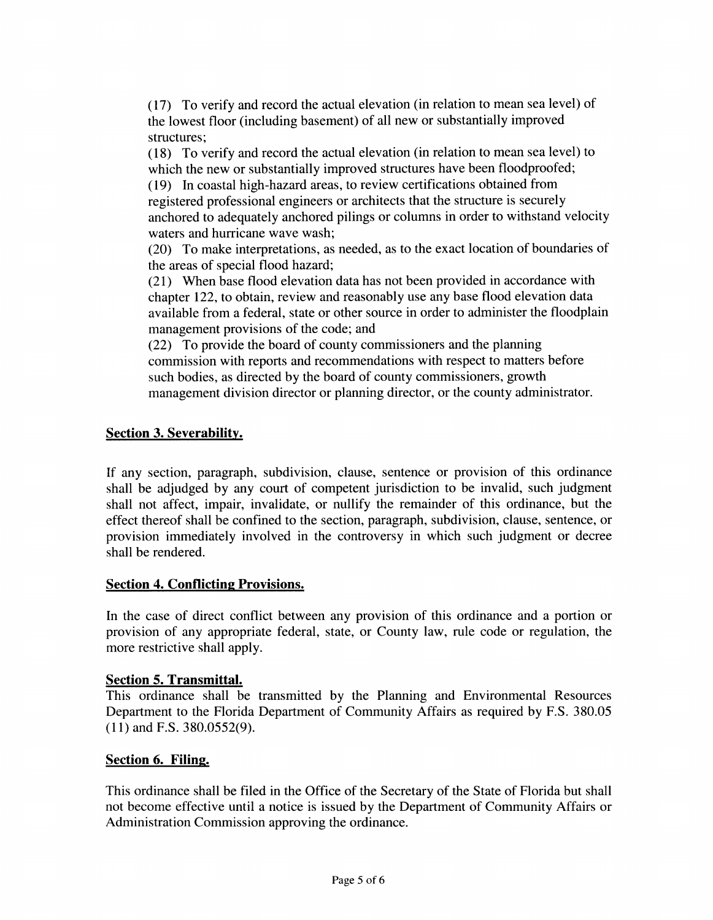(17) To verify and record the actual elevation (in relation to mean sea level) of the lowest floor (including basement) of all new or substantially improved structures;

(18) To verify and record the actual elevation (in relation to mean sea level) to which the new or substantially improved structures have been floodproofed;

(19) In coastal high-hazard areas, to review certifications obtained from registered professional engineers or architects that the structure is securely anchored to adequately anchored pilings or columns in order to withstand velocity waters and hurricane wave wash;

(20) To make interpretations, as needed, as to the exact location of boundaries of the areas of special flood hazard;

(21) When base flood elevation data has not been provided in accordance with chapter 122, to obtain, review and reasonably use any base flood elevation data available from a federal, state or other source in order to administer the floodplain management provisions of the code; and

(22) To provide the board of county commissioners and the planning commission with reports and recommendations with respect to matters before such bodies, as directed by the board of county commissioners, growth management division director or planning director, or the county administrator.

**Section 3. Severability.**

If any section, paragraph, subdivision, clause, sentence or provision of this ordinance shall be adjudged by any court of competent jurisdiction to be invalid, such judgment shall not affect, impair, invalidate, or nullify the remainder of this ordinance, but the effect thereof shall be confined to the section, paragraph, subdivision, clause, sentence, or provision immediately involved in the controversy in which such judgment or decree shall be rendered.

**Section 4. Conflicting Provisions.**

In the case of direct conflict between any provision of this ordinance and a portion or provision of any appropriate federal, state, or County law, rule code or regulation, the more restrictive shall apply.

**Section 5. Transmittal.**

This ordinance shall be transmitted by the Planning and Environmental Resources Department to the Florida Department of Community Affairs as required by F.S. 380.05 (11) and F.S. 380.0552(9).

**Section 6. Filing.**

This ordinance shall be filed in the Office of the Secretary of the State of Florida but shall not become effective until a notice is issued by the Department of Community Affairs or Administration Commission approving the ordinance.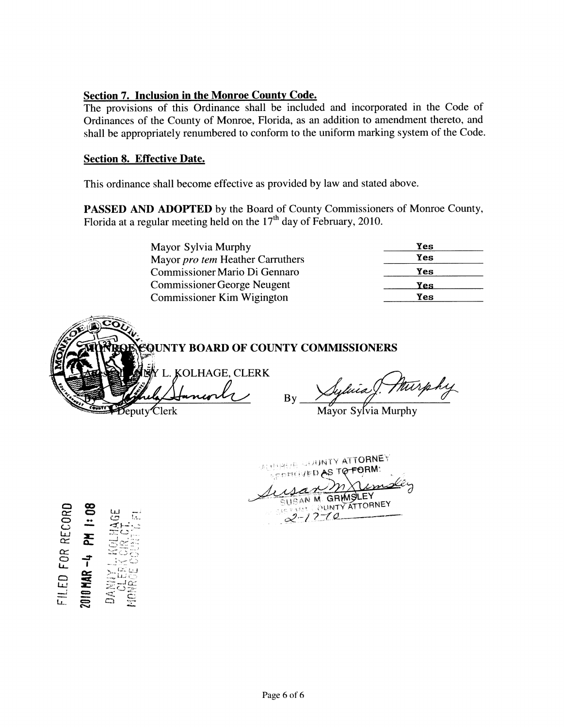**Section 7. Inclusion in the Monroe County Code.**

The provisions of this Ordinance shall be included and incorporated in the Code of Ordinances of the County of Monroe, Florida, as an addition to amendment thereto, and shall be appropriately renumbered to conform to the uniform marking system of the Code.

**Section 8. Effective Date.**

This ordinance shall become effective as provided by law and stated above.

**PASSED AND ADOPTED** by the Board of County Commissioners of Monroe County, Florida at a regular meeting held on the 17th day of February, 2010.

| | |
|---|---|
| Mayor Sylvia Murphy | Yes |
| Mayor *pro tem* Heather Carruthers | Yes |
| Commissioner Mario Di Gennaro | Yes |
| Commissioner George Neugent | Yes |
| Commissioner Kim Wigington | Yes |

MONROE COUNTY BOARD OF COUNTY COMMISSIONERS

Attest: DANNY L. KOLHAGE, CLERK

By: ______________ Deputy Clerk

By ______________
Mayor Sylvia Murphy

MONROE COUNTY ATTORNEY
APPROVED AS TO FORM:
SUSAN M. GRIMSLEY
ASSISTANT COUNTY ATTORNEY
2-17-10

FILED FOR RECORD
2010 MAR -4 PM 1:08
DANNY L. KOLHAGE
CLERK CIR. CT.
MONROE COUNTY, FL